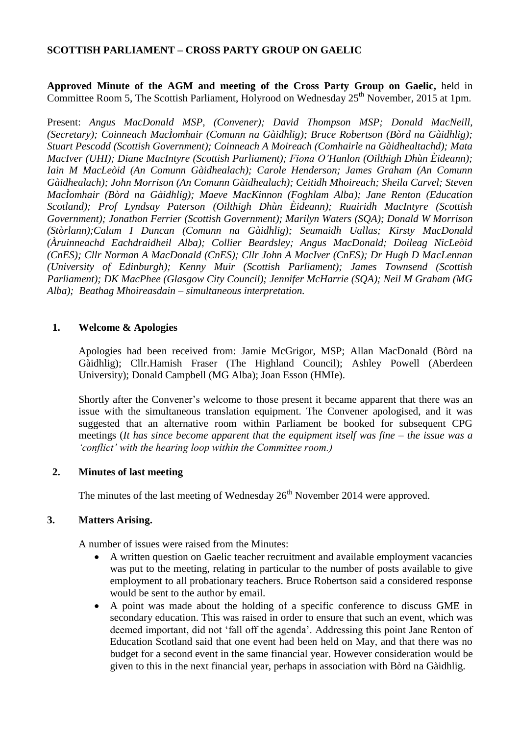**SCOTTISH PARLIAMENT – CROSS PARTY GROUP ON GAELIC**

**Approved Minute of the AGM and meeting of the Cross Party Group on Gaelic,** held in Committee Room 5, The Scottish Parliament, Holyrood on Wednesday 25th November, 2015 at 1pm.

Present: *Angus MacDonald MSP, (Convener); David Thompson MSP; Donald MacNeill, (Secretary); Coinneach MacÌomhair (Comunn na Gàidhlig); Bruce Robertson (Bòrd na Gàidhlig); Stuart Pescodd (Scottish Government); Coinneach A Moireach (Comhairle na Gàidhealtachd); Mata MacIver (UHI); Diane MacIntyre (Scottish Parliament); Fiona O'Hanlon (Oilthigh Dhùn Èideann); Iain M MacLeòid (An Comunn Gàidhealach); Carole Henderson; James Graham (An Comunn Gàidhealach); John Morrison (An Comunn Gàidhealach); Ceitidh Mhoireach; Sheila Carvel; Steven MacÌomhair (Bòrd na Gàidhlig); Maeve MacKinnon (Foghlam Alba); Jane Renton (Education Scotland); Prof Lyndsay Paterson (Oilthigh Dhùn Èideann); Ruairidh MacIntyre (Scottish Government); Jonathon Ferrier (Scottish Government); Marilyn Waters (SQA); Donald W Morrison (Stòrlann);Calum I Duncan (Comunn na Gàidhlig); Seumaidh Uallas; Kirsty MacDonald (Àruinneachd Eachdraidheil Alba); Collier Beardsley; Angus MacDonald; Doileag NicLeòid (CnES); Cllr Norman A MacDonald (CnES); Cllr John A MacIver (CnES); Dr Hugh D MacLennan (University of Edinburgh); Kenny Muir (Scottish Parliament); James Townsend (Scottish Parliament); DK MacPhee (Glasgow City Council); Jennifer McHarrie (SQA); Neil M Graham (MG Alba); Beathag Mhoireasdain – simultaneous interpretation.*

## 1. Welcome & Apologies

Apologies had been received from: Jamie McGrigor, MSP; Allan MacDonald (Bòrd na Gàidhlig); Cllr.Hamish Fraser (The Highland Council); Ashley Powell (Aberdeen University); Donald Campbell (MG Alba); Joan Esson (HMIe).

Shortly after the Convener's welcome to those present it became apparent that there was an issue with the simultaneous translation equipment. The Convener apologised, and it was suggested that an alternative room within Parliament be booked for subsequent CPG meetings (*It has since become apparent that the equipment itself was fine – the issue was a 'conflict' with the hearing loop within the Committee room.)*

## 2. Minutes of last meeting

The minutes of the last meeting of Wednesday 26th November 2014 were approved.

## 3. Matters Arising.

A number of issues were raised from the Minutes:

- A written question on Gaelic teacher recruitment and available employment vacancies was put to the meeting, relating in particular to the number of posts available to give employment to all probationary teachers. Bruce Robertson said a considered response would be sent to the author by email.
- A point was made about the holding of a specific conference to discuss GME in secondary education. This was raised in order to ensure that such an event, which was deemed important, did not 'fall off the agenda'. Addressing this point Jane Renton of Education Scotland said that one event had been held on May, and that there was no budget for a second event in the same financial year. However consideration would be given to this in the next financial year, perhaps in association with Bòrd na Gàidhlig.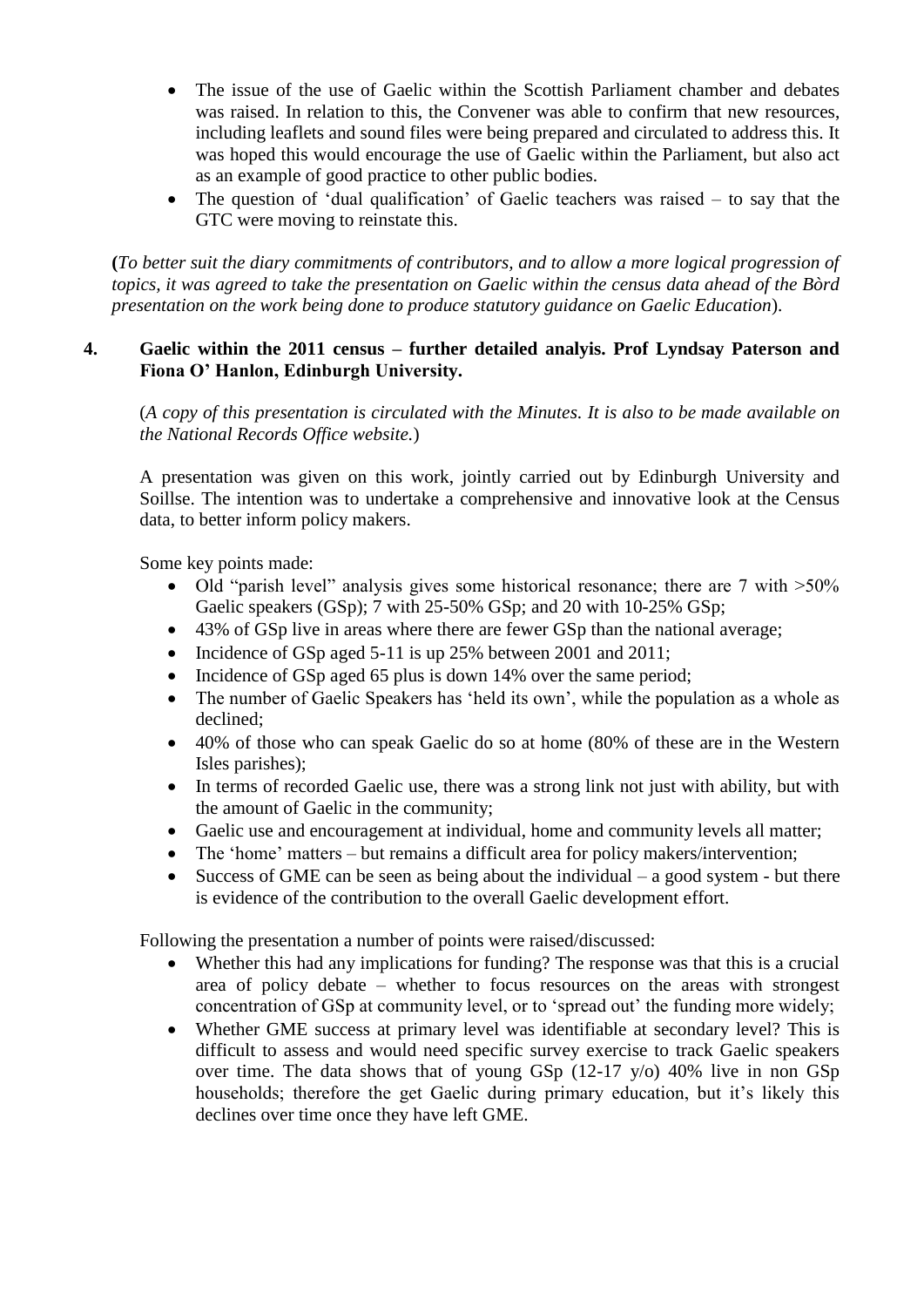- The issue of the use of Gaelic within the Scottish Parliament chamber and debates was raised. In relation to this, the Convener was able to confirm that new resources, including leaflets and sound files were being prepared and circulated to address this. It was hoped this would encourage the use of Gaelic within the Parliament, but also act as an example of good practice to other public bodies.
- The question of 'dual qualification' of Gaelic teachers was raised – to say that the GTC were moving to reinstate this.

**(***To better suit the diary commitments of contributors, and to allow a more logical progression of topics, it was agreed to take the presentation on Gaelic within the census data ahead of the Bòrd presentation on the work being done to produce statutory guidance on Gaelic Education*).

## 4. Gaelic within the 2011 census – further detailed analyis. Prof Lyndsay Paterson and Fiona O' Hanlon, Edinburgh University.

(*A copy of this presentation is circulated with the Minutes. It is also to be made available on the National Records Office website.*)

A presentation was given on this work, jointly carried out by Edinburgh University and Soillse. The intention was to undertake a comprehensive and innovative look at the Census data, to better inform policy makers.

Some key points made:

- Old "parish level" analysis gives some historical resonance; there are 7 with >50% Gaelic speakers (GSp); 7 with 25-50% GSp; and 20 with 10-25% GSp;
- 43% of GSp live in areas where there are fewer GSp than the national average;
- Incidence of GSp aged 5-11 is up 25% between 2001 and 2011;
- Incidence of GSp aged 65 plus is down 14% over the same period;
- The number of Gaelic Speakers has 'held its own', while the population as a whole as declined;
- 40% of those who can speak Gaelic do so at home (80% of these are in the Western Isles parishes);
- In terms of recorded Gaelic use, there was a strong link not just with ability, but with the amount of Gaelic in the community;
- Gaelic use and encouragement at individual, home and community levels all matter;
- The 'home' matters – but remains a difficult area for policy makers/intervention;
- Success of GME can be seen as being about the individual – a good system - but there is evidence of the contribution to the overall Gaelic development effort.

Following the presentation a number of points were raised/discussed:

- Whether this had any implications for funding? The response was that this is a crucial area of policy debate – whether to focus resources on the areas with strongest concentration of GSp at community level, or to 'spread out' the funding more widely;
- Whether GME success at primary level was identifiable at secondary level? This is difficult to assess and would need specific survey exercise to track Gaelic speakers over time. The data shows that of young GSp (12-17 y/o) 40% live in non GSp households; therefore the get Gaelic during primary education, but it's likely this declines over time once they have left GME.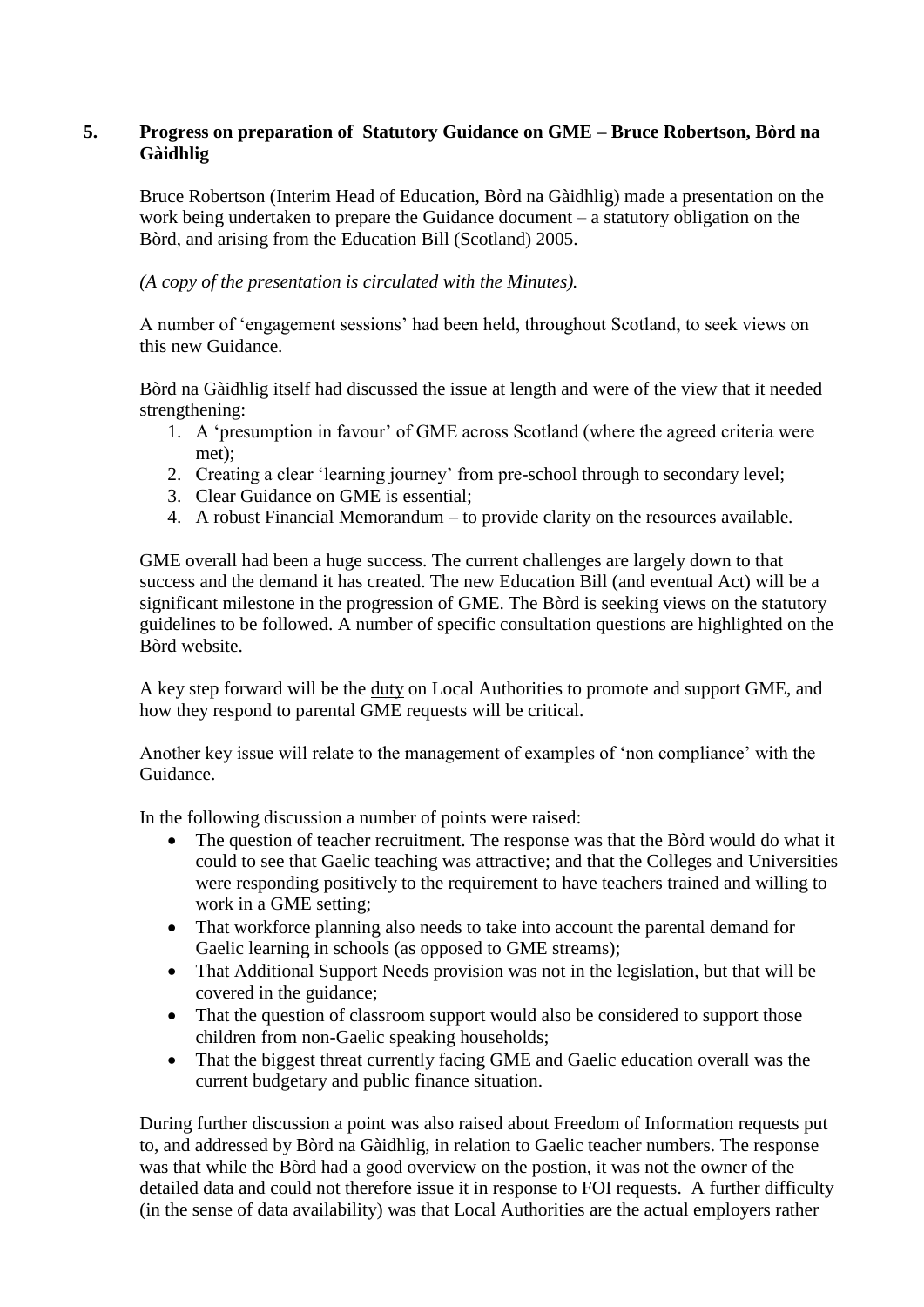## 5. Progress on preparation of Statutory Guidance on GME – Bruce Robertson, Bòrd na Gàidhlig

Bruce Robertson (Interim Head of Education, Bòrd na Gàidhlig) made a presentation on the work being undertaken to prepare the Guidance document – a statutory obligation on the Bòrd, and arising from the Education Bill (Scotland) 2005.

*(A copy of the presentation is circulated with the Minutes).*

A number of 'engagement sessions' had been held, throughout Scotland, to seek views on this new Guidance.

Bòrd na Gàidhlig itself had discussed the issue at length and were of the view that it needed strengthening:

1. A 'presumption in favour' of GME across Scotland (where the agreed criteria were met);
2. Creating a clear 'learning journey' from pre-school through to secondary level;
3. Clear Guidance on GME is essential;
4. A robust Financial Memorandum – to provide clarity on the resources available.

GME overall had been a huge success. The current challenges are largely down to that success and the demand it has created. The new Education Bill (and eventual Act) will be a significant milestone in the progression of GME. The Bòrd is seeking views on the statutory guidelines to be followed. A number of specific consultation questions are highlighted on the Bòrd website.

A key step forward will be the <u>duty</u> on Local Authorities to promote and support GME, and how they respond to parental GME requests will be critical.

Another key issue will relate to the management of examples of 'non compliance' with the Guidance.

In the following discussion a number of points were raised:

- The question of teacher recruitment. The response was that the Bòrd would do what it could to see that Gaelic teaching was attractive; and that the Colleges and Universities were responding positively to the requirement to have teachers trained and willing to work in a GME setting;
- That workforce planning also needs to take into account the parental demand for Gaelic learning in schools (as opposed to GME streams);
- That Additional Support Needs provision was not in the legislation, but that will be covered in the guidance;
- That the question of classroom support would also be considered to support those children from non-Gaelic speaking households;
- That the biggest threat currently facing GME and Gaelic education overall was the current budgetary and public finance situation.

During further discussion a point was also raised about Freedom of Information requests put to, and addressed by Bòrd na Gàidhlig, in relation to Gaelic teacher numbers. The response was that while the Bòrd had a good overview on the postion, it was not the owner of the detailed data and could not therefore issue it in response to FOI requests. A further difficulty (in the sense of data availability) was that Local Authorities are the actual employers rather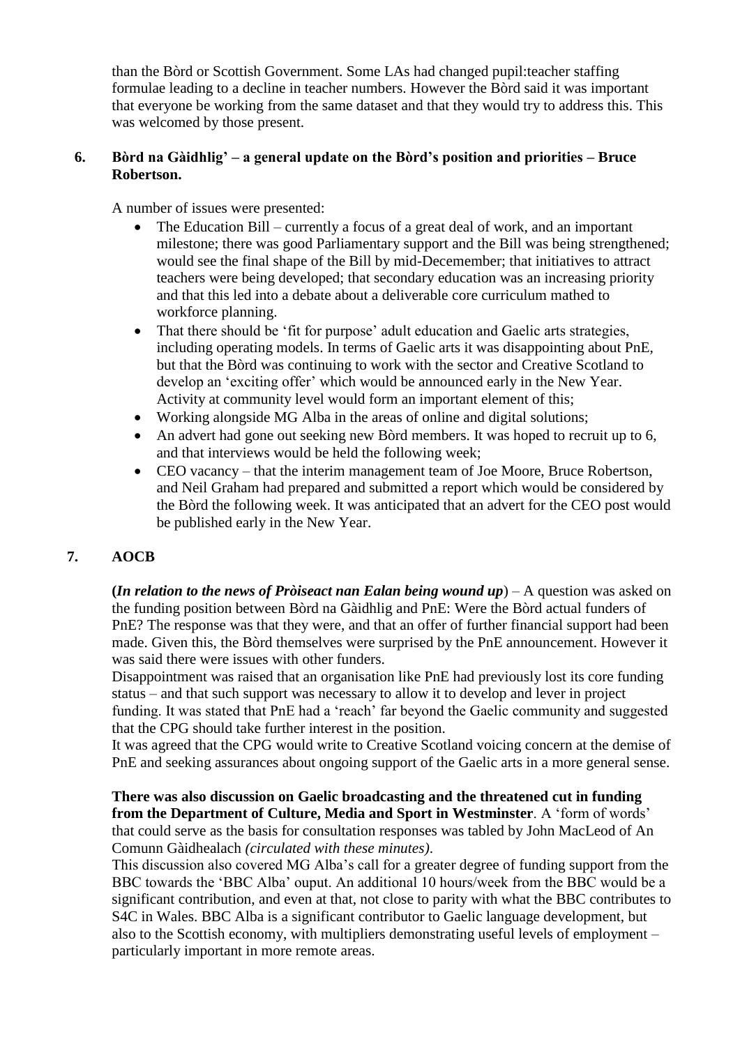than the Bòrd or Scottish Government. Some LAs had changed pupil:teacher staffing formulae leading to a decline in teacher numbers. However the Bòrd said it was important that everyone be working from the same dataset and that they would try to address this. This was welcomed by those present.

**6. Bòrd na Gàidhlig' – a general update on the Bòrd's position and priorities – Bruce Robertson.**

A number of issues were presented:

- The Education Bill – currently a focus of a great deal of work, and an important milestone; there was good Parliamentary support and the Bill was being strengthened; would see the final shape of the Bill by mid-Decemember; that initiatives to attract teachers were being developed; that secondary education was an increasing priority and that this led into a debate about a deliverable core curriculum mathed to workforce planning.
- That there should be 'fit for purpose' adult education and Gaelic arts strategies, including operating models. In terms of Gaelic arts it was disappointing about PnE, but that the Bòrd was continuing to work with the sector and Creative Scotland to develop an 'exciting offer' which would be announced early in the New Year. Activity at community level would form an important element of this;
- Working alongside MG Alba in the areas of online and digital solutions;
- An advert had gone out seeking new Bòrd members. It was hoped to recruit up to 6, and that interviews would be held the following week;
- CEO vacancy – that the interim management team of Joe Moore, Bruce Robertson, and Neil Graham had prepared and submitted a report which would be considered by the Bòrd the following week. It was anticipated that an advert for the CEO post would be published early in the New Year.

**7. AOCB**

**(*In relation to the news of Pròiseact nan Ealan being wound up*)** – A question was asked on the funding position between Bòrd na Gàidhlig and PnE: Were the Bòrd actual funders of PnE? The response was that they were, and that an offer of further financial support had been made. Given this, the Bòrd themselves were surprised by the PnE announcement. However it was said there were issues with other funders.

Disappointment was raised that an organisation like PnE had previously lost its core funding status – and that such support was necessary to allow it to develop and lever in project funding. It was stated that PnE had a 'reach' far beyond the Gaelic community and suggested that the CPG should take further interest in the position.

It was agreed that the CPG would write to Creative Scotland voicing concern at the demise of PnE and seeking assurances about ongoing support of the Gaelic arts in a more general sense.

**There was also discussion on Gaelic broadcasting and the threatened cut in funding from the Department of Culture, Media and Sport in Westminster**. A 'form of words' that could serve as the basis for consultation responses was tabled by John MacLeod of An Comunn Gàidhealach *(circulated with these minutes)*.

This discussion also covered MG Alba's call for a greater degree of funding support from the BBC towards the 'BBC Alba' ouput. An additional 10 hours/week from the BBC would be a significant contribution, and even at that, not close to parity with what the BBC contributes to S4C in Wales. BBC Alba is a significant contributor to Gaelic language development, but also to the Scottish economy, with multipliers demonstrating useful levels of employment – particularly important in more remote areas.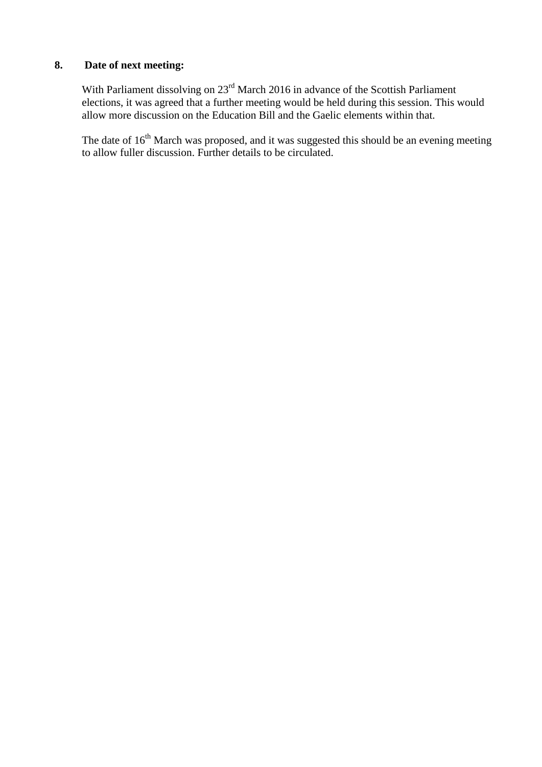**8. Date of next meeting:**

With Parliament dissolving on 23rd March 2016 in advance of the Scottish Parliament elections, it was agreed that a further meeting would be held during this session. This would allow more discussion on the Education Bill and the Gaelic elements within that.

The date of 16th March was proposed, and it was suggested this should be an evening meeting to allow fuller discussion. Further details to be circulated.